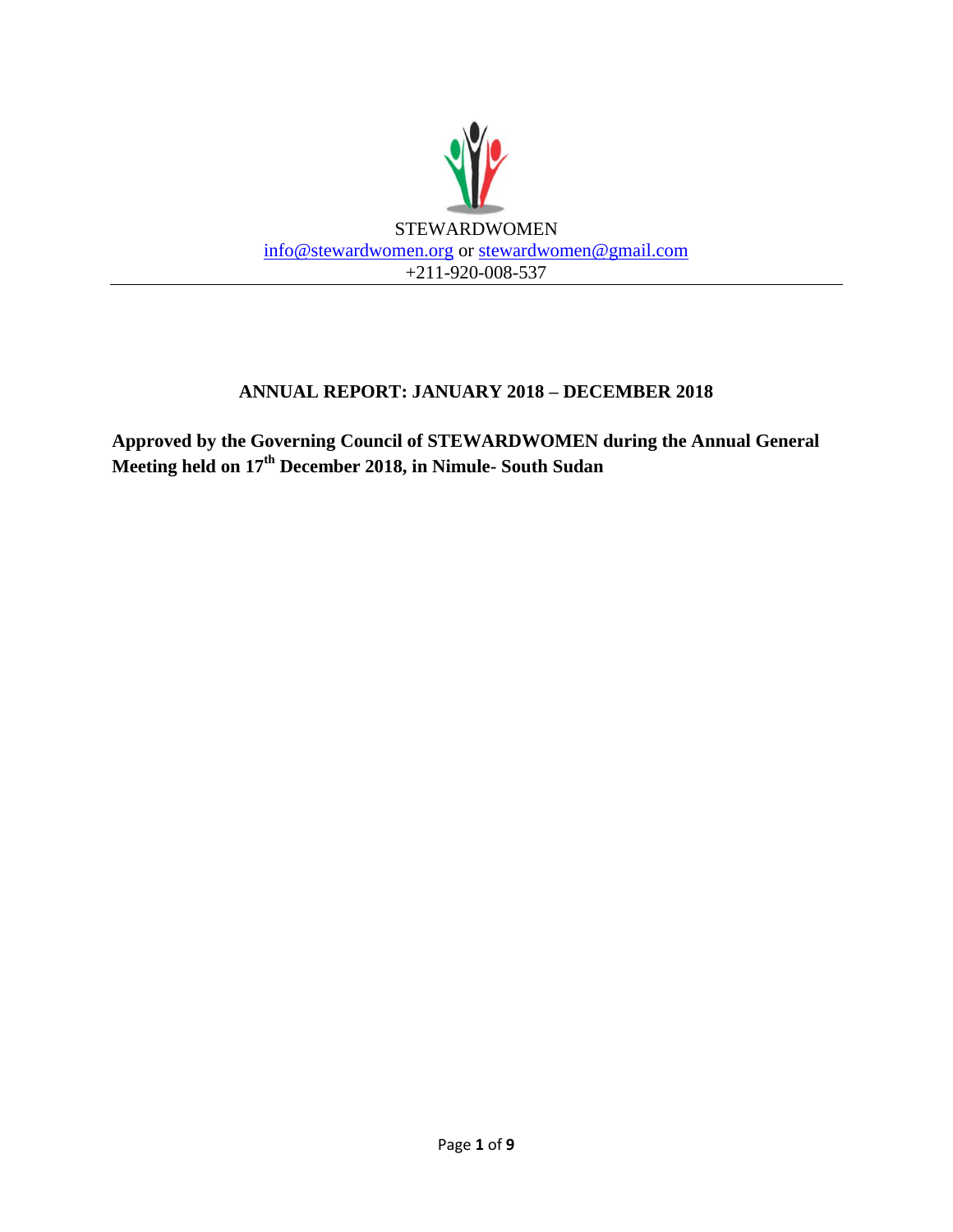STEWARDWOMEN

info@stewardwomen.org or stewardwomen@gmail.com

+211-920-008-537

---

# ANNUAL REPORT: JANUARY 2018 – DECEMBER 2018

**Approved by the Governing Council of STEWARDWOMEN during the Annual General Meeting held on 17th December 2018, in Nimule- South Sudan**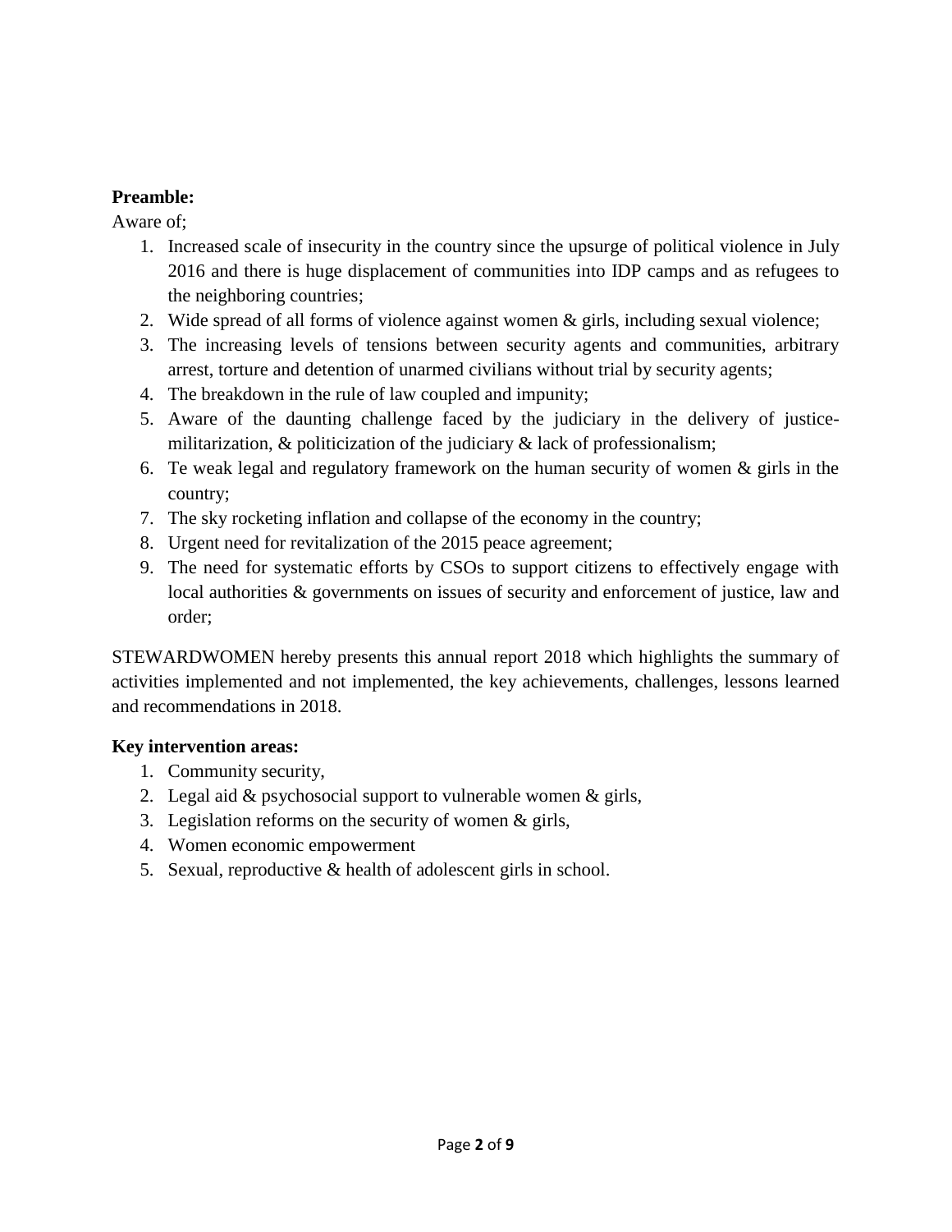**Preamble:**

Aware of;

1. Increased scale of insecurity in the country since the upsurge of political violence in July 2016 and there is huge displacement of communities into IDP camps and as refugees to the neighboring countries;
2. Wide spread of all forms of violence against women & girls, including sexual violence;
3. The increasing levels of tensions between security agents and communities, arbitrary arrest, torture and detention of unarmed civilians without trial by security agents;
4. The breakdown in the rule of law coupled and impunity;
5. Aware of the daunting challenge faced by the judiciary in the delivery of justice- militarization, & politicization of the judiciary & lack of professionalism;
6. Te weak legal and regulatory framework on the human security of women & girls in the country;
7. The sky rocketing inflation and collapse of the economy in the country;
8. Urgent need for revitalization of the 2015 peace agreement;
9. The need for systematic efforts by CSOs to support citizens to effectively engage with local authorities & governments on issues of security and enforcement of justice, law and order;

STEWARDWOMEN hereby presents this annual report 2018 which highlights the summary of activities implemented and not implemented, the key achievements, challenges, lessons learned and recommendations in 2018.

**Key intervention areas:**

1. Community security,
2. Legal aid & psychosocial support to vulnerable women & girls,
3. Legislation reforms on the security of women & girls,
4. Women economic empowerment
5. Sexual, reproductive & health of adolescent girls in school.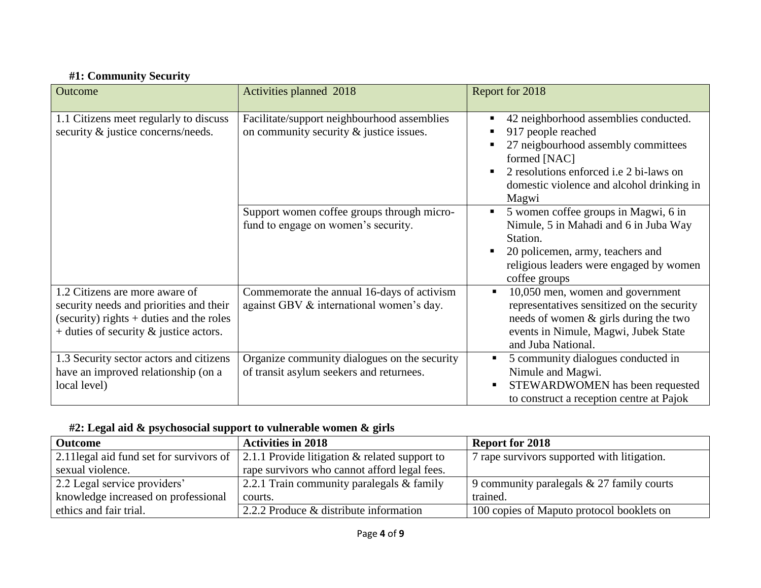### #1: Community Security

| Outcome | Activities planned 2018 | Report for 2018 |
|---|---|---|
| 1.1 Citizens meet regularly to discuss security & justice concerns/needs. | Facilitate/support neighbourhood assemblies on community security & justice issues. | ▪ 42 neighborhood assemblies conducted.<br>▪ 917 people reached<br>▪ 27 neigbourhood assembly committees formed [NAC]<br>▪ 2 resolutions enforced i.e 2 bi-laws on domestic violence and alcohol drinking in Magwi |
| | Support women coffee groups through micro-fund to engage on women's security. | ▪ 5 women coffee groups in Magwi, 6 in Nimule, 5 in Mahadi and 6 in Juba Way Station.<br>▪ 20 policemen, army, teachers and religious leaders were engaged by women coffee groups |
| 1.2 Citizens are more aware of security needs and priorities and their (security) rights + duties and the roles + duties of security & justice actors. | Commemorate the annual 16-days of activism against GBV & international women's day. | ▪ 10,050 men, women and government representatives sensitized on the security needs of women & girls during the two events in Nimule, Magwi, Jubek State and Juba National. |
| 1.3 Security sector actors and citizens have an improved relationship (on a local level) | Organize community dialogues on the security of transit asylum seekers and returnees. | ▪ 5 community dialogues conducted in Nimule and Magwi.<br>▪ STEWARDWOMEN has been requested to construct a reception centre at Pajok |

### #2: Legal aid & psychosocial support to vulnerable women & girls

| **Outcome** | **Activities in 2018** | **Report for 2018** |
|---|---|---|
| 2.11legal aid fund set for survivors of sexual violence. | 2.1.1 Provide litigation & related support to rape survivors who cannot afford legal fees. | 7 rape survivors supported with litigation. |
| 2.2 Legal service providers' knowledge increased on professional ethics and fair trial. | 2.2.1 Train community paralegals & family courts. | 9 community paralegals & 27 family courts trained. |
| | 2.2.2 Produce & distribute information | 100 copies of Maputo protocol booklets on |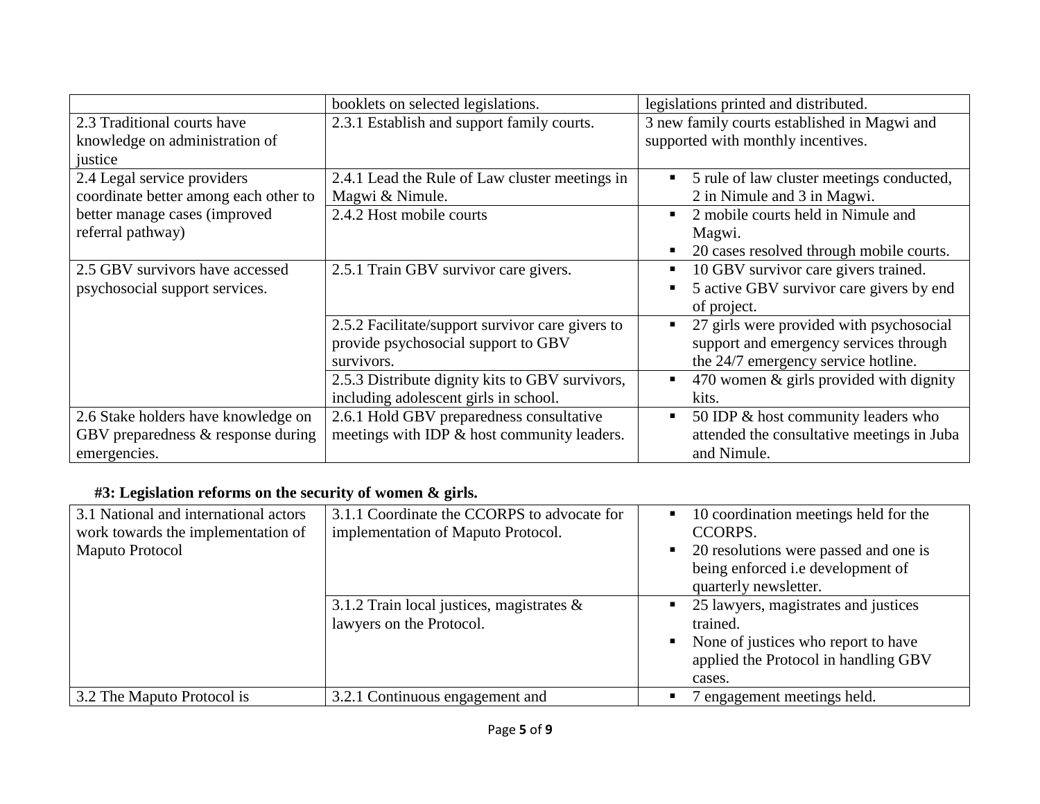| | | |
|---|---|---|
| | booklets on selected legislations. | legislations printed and distributed. |
| 2.3 Traditional courts have knowledge on administration of justice | 2.3.1 Establish and support family courts. | 3 new family courts established in Magwi and supported with monthly incentives. |
| 2.4 Legal service providers coordinate better among each other to better manage cases (improved referral pathway) | 2.4.1 Lead the Rule of Law cluster meetings in Magwi & Nimule. | ▪ 5 rule of law cluster meetings conducted, 2 in Nimule and 3 in Magwi. |
| | 2.4.2 Host mobile courts | ▪ 2 mobile courts held in Nimule and Magwi.<br>▪ 20 cases resolved through mobile courts. |
| 2.5 GBV survivors have accessed psychosocial support services. | 2.5.1 Train GBV survivor care givers. | ▪ 10 GBV survivor care givers trained.<br>▪ 5 active GBV survivor care givers by end of project. |
| | 2.5.2 Facilitate/support survivor care givers to provide psychosocial support to GBV survivors. | ▪ 27 girls were provided with psychosocial support and emergency services through the 24/7 emergency service hotline. |
| | 2.5.3 Distribute dignity kits to GBV survivors, including adolescent girls in school. | ▪ 470 women & girls provided with dignity kits. |
| 2.6 Stake holders have knowledge on GBV preparedness & response during emergencies. | 2.6.1 Hold GBV preparedness consultative meetings with IDP & host community leaders. | ▪ 50 IDP & host community leaders who attended the consultative meetings in Juba and Nimule. |

**#3: Legislation reforms on the security of women & girls.**

| | | |
|---|---|---|
| 3.1 National and international actors work towards the implementation of Maputo Protocol | 3.1.1 Coordinate the CCORPS to advocate for implementation of Maputo Protocol. | ▪ 10 coordination meetings held for the CCORPS.<br>▪ 20 resolutions were passed and one is being enforced i.e development of quarterly newsletter. |
| | 3.1.2 Train local justices, magistrates & lawyers on the Protocol. | ▪ 25 lawyers, magistrates and justices trained.<br>▪ None of justices who report to have applied the Protocol in handling GBV cases. |
| 3.2 The Maputo Protocol is | 3.2.1 Continuous engagement and | ▪ 7 engagement meetings held. |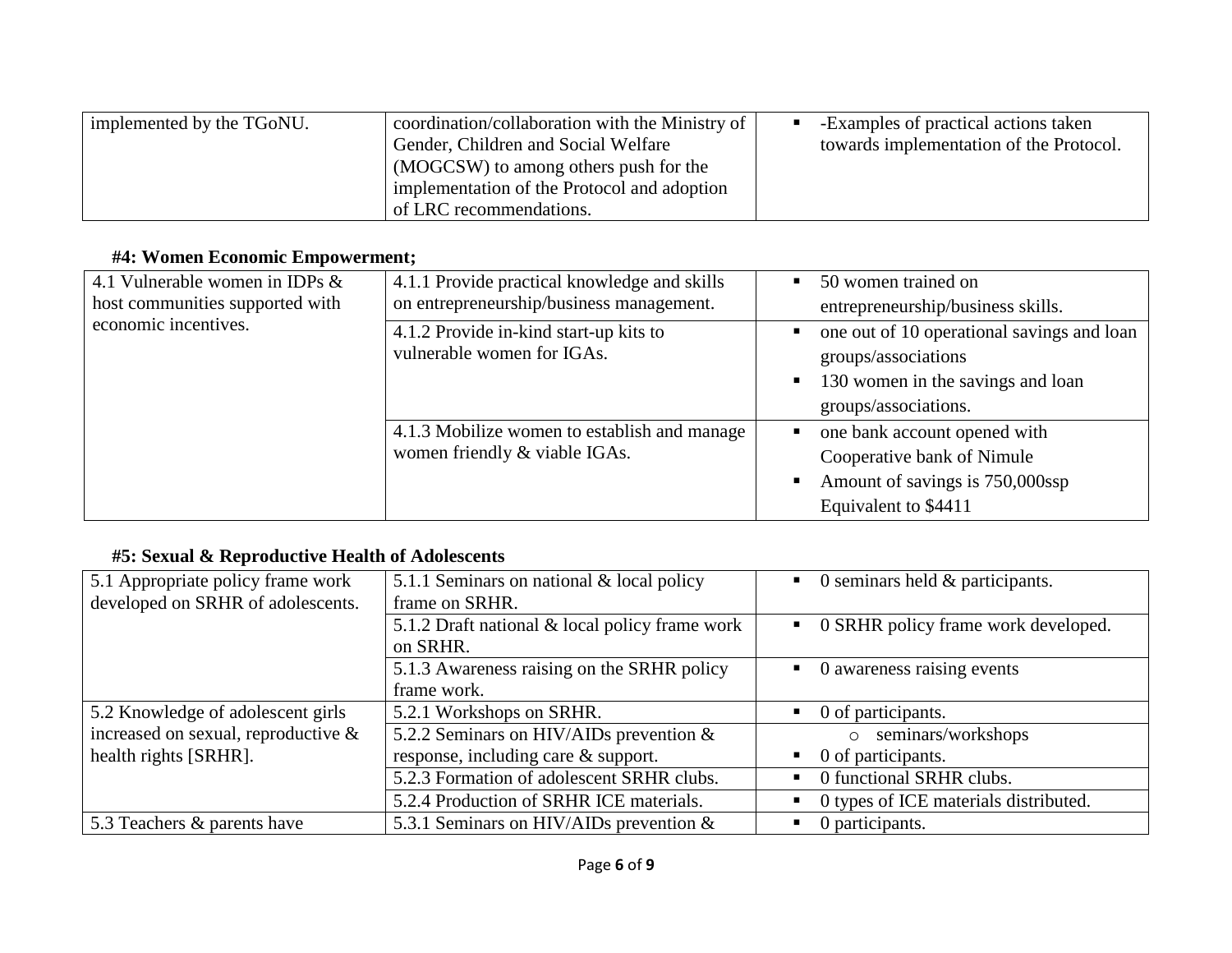| | | |
|---|---|---|
| implemented by the TGoNU. | coordination/collaboration with the Ministry of Gender, Children and Social Welfare (MOGCSW) to among others push for the implementation of the Protocol and adoption of LRC recommendations. | - -Examples of practical actions taken towards implementation of the Protocol. |

**#4: Women Economic Empowerment;**

| | | |
|---|---|---|
| 4.1 Vulnerable women in IDPs & host communities supported with economic incentives. | 4.1.1 Provide practical knowledge and skills on entrepreneurship/business management. | - 50 women trained on entrepreneurship/business skills. |
| | 4.1.2 Provide in-kind start-up kits to vulnerable women for IGAs. | - one out of 10 operational savings and loan groups/associations<br>- 130 women in the savings and loan groups/associations. |
| | 4.1.3 Mobilize women to establish and manage women friendly & viable IGAs. | - one bank account opened with Cooperative bank of Nimule<br>- Amount of savings is 750,000ssp Equivalent to $4411 |

**#5: Sexual & Reproductive Health of Adolescents**

| | | |
|---|---|---|
| 5.1 Appropriate policy frame work developed on SRHR of adolescents. | 5.1.1 Seminars on national & local policy frame on SRHR. | - 0 seminars held & participants. |
| | 5.1.2 Draft national & local policy frame work on SRHR. | - 0 SRHR policy frame work developed. |
| | 5.1.3 Awareness raising on the SRHR policy frame work. | - 0 awareness raising events |
| 5.2 Knowledge of adolescent girls increased on sexual, reproductive & health rights [SRHR]. | 5.2.1 Workshops on SRHR. | - 0 of participants. |
| | 5.2.2 Seminars on HIV/AIDs prevention & response, including care & support. | o seminars/workshops<br>- 0 of participants. |
| | 5.2.3 Formation of adolescent SRHR clubs. | - 0 functional SRHR clubs. |
| | 5.2.4 Production of SRHR ICE materials. | - 0 types of ICE materials distributed. |
| 5.3 Teachers & parents have | 5.3.1 Seminars on HIV/AIDs prevention & | - 0 participants. |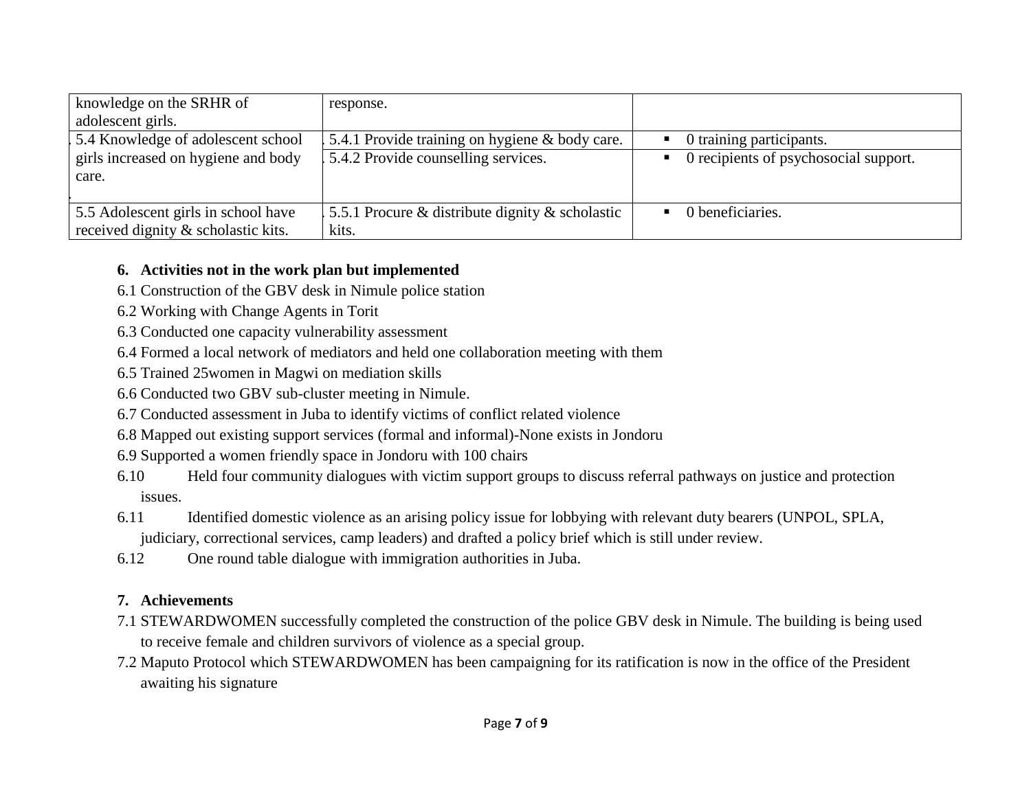| | | |
|---|---|---|
| knowledge on the SRHR of adolescent girls. | response. | |
| 5.4 Knowledge of adolescent school girls increased on hygiene and body care. | 5.4.1 Provide training on hygiene & body care. | ▪ 0 training participants. |
| | 5.4.2 Provide counselling services. | ▪ 0 recipients of psychosocial support. |
| 5.5 Adolescent girls in school have received dignity & scholastic kits. | 5.5.1 Procure & distribute dignity & scholastic kits. | ▪ 0 beneficiaries. |

## 6. Activities not in the work plan but implemented

6.1 Construction of the GBV desk in Nimule police station

6.2 Working with Change Agents in Torit

6.3 Conducted one capacity vulnerability assessment

6.4 Formed a local network of mediators and held one collaboration meeting with them

6.5 Trained 25women in Magwi on mediation skills

6.6 Conducted two GBV sub-cluster meeting in Nimule.

6.7 Conducted assessment in Juba to identify victims of conflict related violence

6.8 Mapped out existing support services (formal and informal)-None exists in Jondoru

6.9 Supported a women friendly space in Jondoru with 100 chairs

6.10 Held four community dialogues with victim support groups to discuss referral pathways on justice and protection issues.

6.11 Identified domestic violence as an arising policy issue for lobbying with relevant duty bearers (UNPOL, SPLA, judiciary, correctional services, camp leaders) and drafted a policy brief which is still under review.

6.12 One round table dialogue with immigration authorities in Juba.

## 7. Achievements

7.1 STEWARDWOMEN successfully completed the construction of the police GBV desk in Nimule. The building is being used to receive female and children survivors of violence as a special group.

7.2 Maputo Protocol which STEWARDWOMEN has been campaigning for its ratification is now in the office of the President awaiting his signature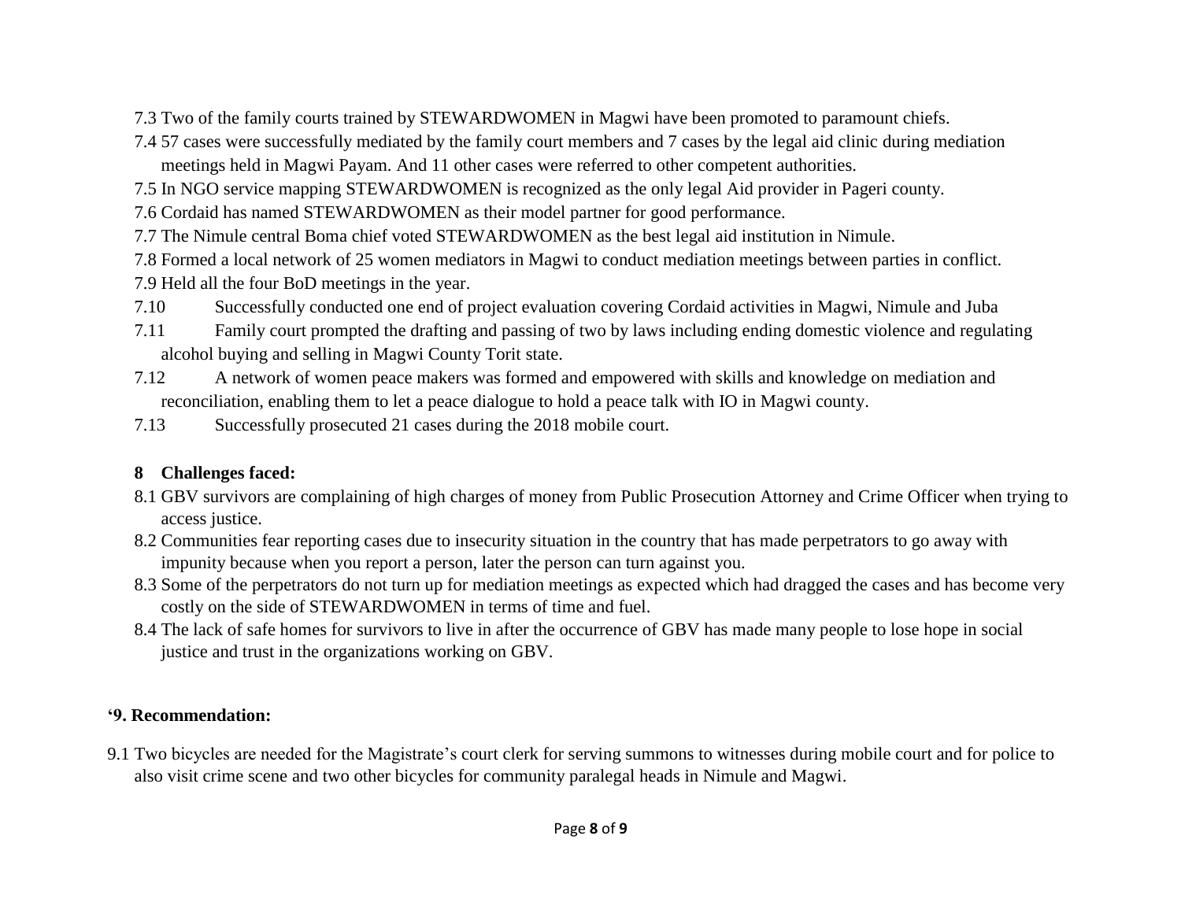7.3 Two of the family courts trained by STEWARDWOMEN in Magwi have been promoted to paramount chiefs.

7.4 57 cases were successfully mediated by the family court members and 7 cases by the legal aid clinic during mediation meetings held in Magwi Payam. And 11 other cases were referred to other competent authorities.

7.5 In NGO service mapping STEWARDWOMEN is recognized as the only legal Aid provider in Pageri county.

7.6 Cordaid has named STEWARDWOMEN as their model partner for good performance.

7.7 The Nimule central Boma chief voted STEWARDWOMEN as the best legal aid institution in Nimule.

7.8 Formed a local network of 25 women mediators in Magwi to conduct mediation meetings between parties in conflict.

7.9 Held all the four BoD meetings in the year.

7.10 Successfully conducted one end of project evaluation covering Cordaid activities in Magwi, Nimule and Juba

7.11 Family court prompted the drafting and passing of two by laws including ending domestic violence and regulating alcohol buying and selling in Magwi County Torit state.

7.12 A network of women peace makers was formed and empowered with skills and knowledge on mediation and reconciliation, enabling them to let a peace dialogue to hold a peace talk with IO in Magwi county.

7.13 Successfully prosecuted 21 cases during the 2018 mobile court.

## 8 Challenges faced:

8.1 GBV survivors are complaining of high charges of money from Public Prosecution Attorney and Crime Officer when trying to access justice.

8.2 Communities fear reporting cases due to insecurity situation in the country that has made perpetrators to go away with impunity because when you report a person, later the person can turn against you.

8.3 Some of the perpetrators do not turn up for mediation meetings as expected which had dragged the cases and has become very costly on the side of STEWARDWOMEN in terms of time and fuel.

8.4 The lack of safe homes for survivors to live in after the occurrence of GBV has made many people to lose hope in social justice and trust in the organizations working on GBV.

## ‘9. Recommendation:

9.1 Two bicycles are needed for the Magistrate’s court clerk for serving summons to witnesses during mobile court and for police to also visit crime scene and two other bicycles for community paralegal heads in Nimule and Magwi.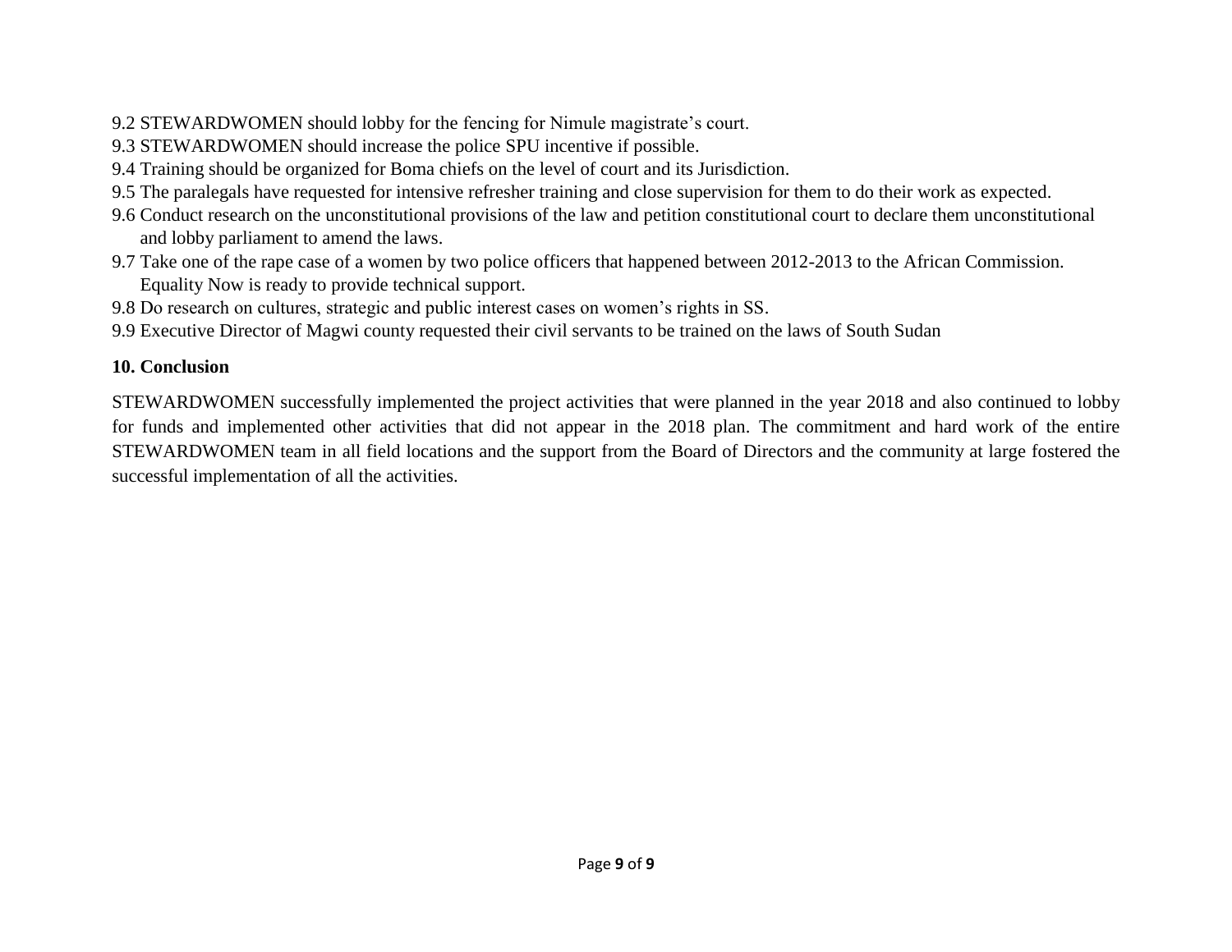9.2 STEWARDWOMEN should lobby for the fencing for Nimule magistrate's court.
9.3 STEWARDWOMEN should increase the police SPU incentive if possible.
9.4 Training should be organized for Boma chiefs on the level of court and its Jurisdiction.
9.5 The paralegals have requested for intensive refresher training and close supervision for them to do their work as expected.
9.6 Conduct research on the unconstitutional provisions of the law and petition constitutional court to declare them unconstitutional and lobby parliament to amend the laws.
9.7 Take one of the rape case of a women by two police officers that happened between 2012-2013 to the African Commission. Equality Now is ready to provide technical support.
9.8 Do research on cultures, strategic and public interest cases on women's rights in SS.
9.9 Executive Director of Magwi county requested their civil servants to be trained on the laws of South Sudan

## 10. Conclusion

STEWARDWOMEN successfully implemented the project activities that were planned in the year 2018 and also continued to lobby for funds and implemented other activities that did not appear in the 2018 plan. The commitment and hard work of the entire STEWARDWOMEN team in all field locations and the support from the Board of Directors and the community at large fostered the successful implementation of all the activities.